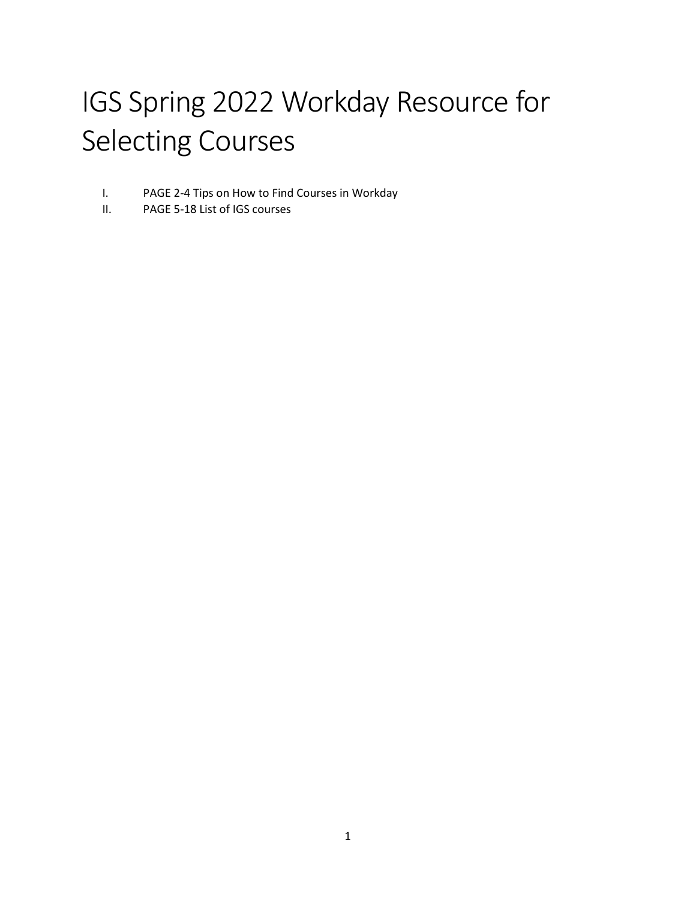# IGS Spring 2022 Workday Resource for Selecting Courses

I. PAGE 2-4 Tips on How to Find Courses in Workday

II. PAGE 5-18 List of IGS courses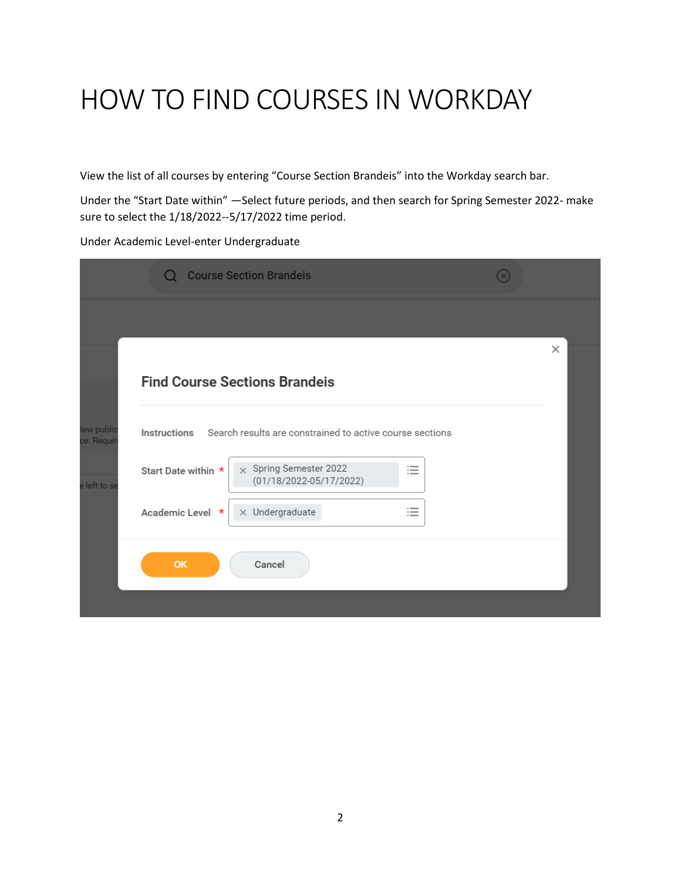# HOW TO FIND COURSES IN WORKDAY

View the list of all courses by entering "Course Section Brandeis" into the Workday search bar.

Under the "Start Date within" —Select future periods, and then search for Spring Semester 2022- make sure to select the 1/18/2022--5/17/2022 time period.

Under Academic Level-enter Undergraduate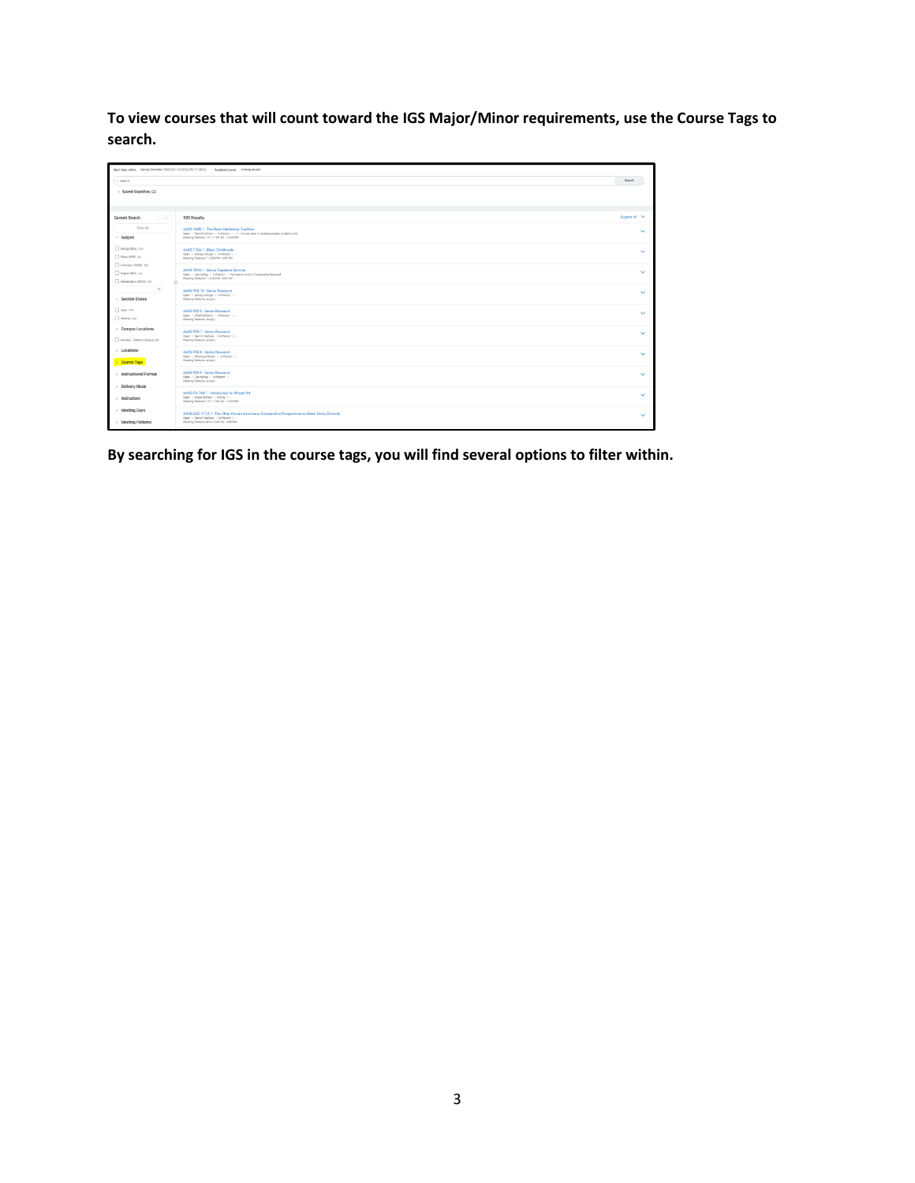**To view courses that will count toward the IGS Major/Minor requirements, use the Course Tags to search.**

**By searching for IGS in the course tags, you will find several options to filter within.**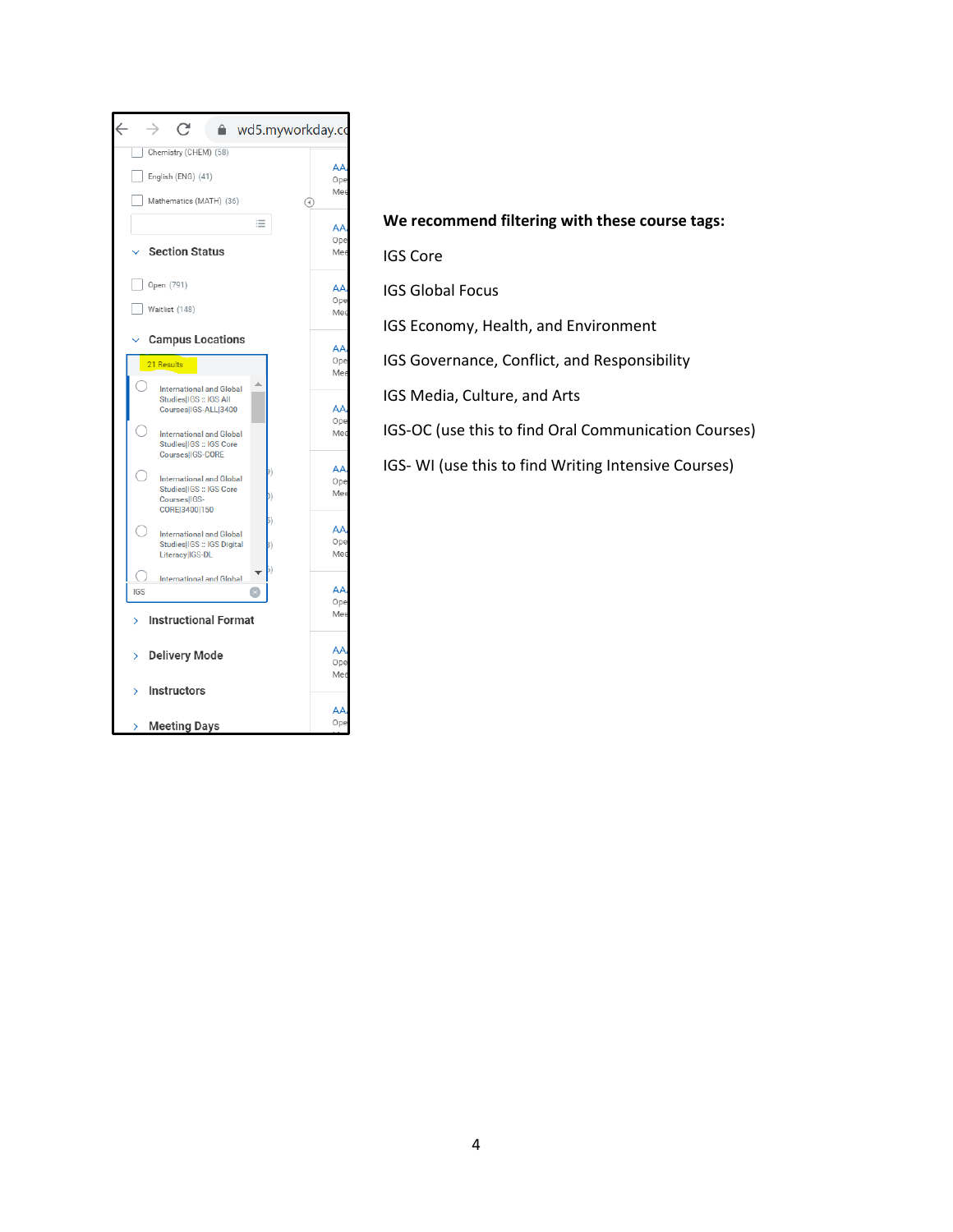**We recommend filtering with these course tags:**

IGS Core

IGS Global Focus

IGS Economy, Health, and Environment

IGS Governance, Conflict, and Responsibility

IGS Media, Culture, and Arts

IGS-OC (use this to find Oral Communication Courses)

IGS- WI (use this to find Writing Intensive Courses)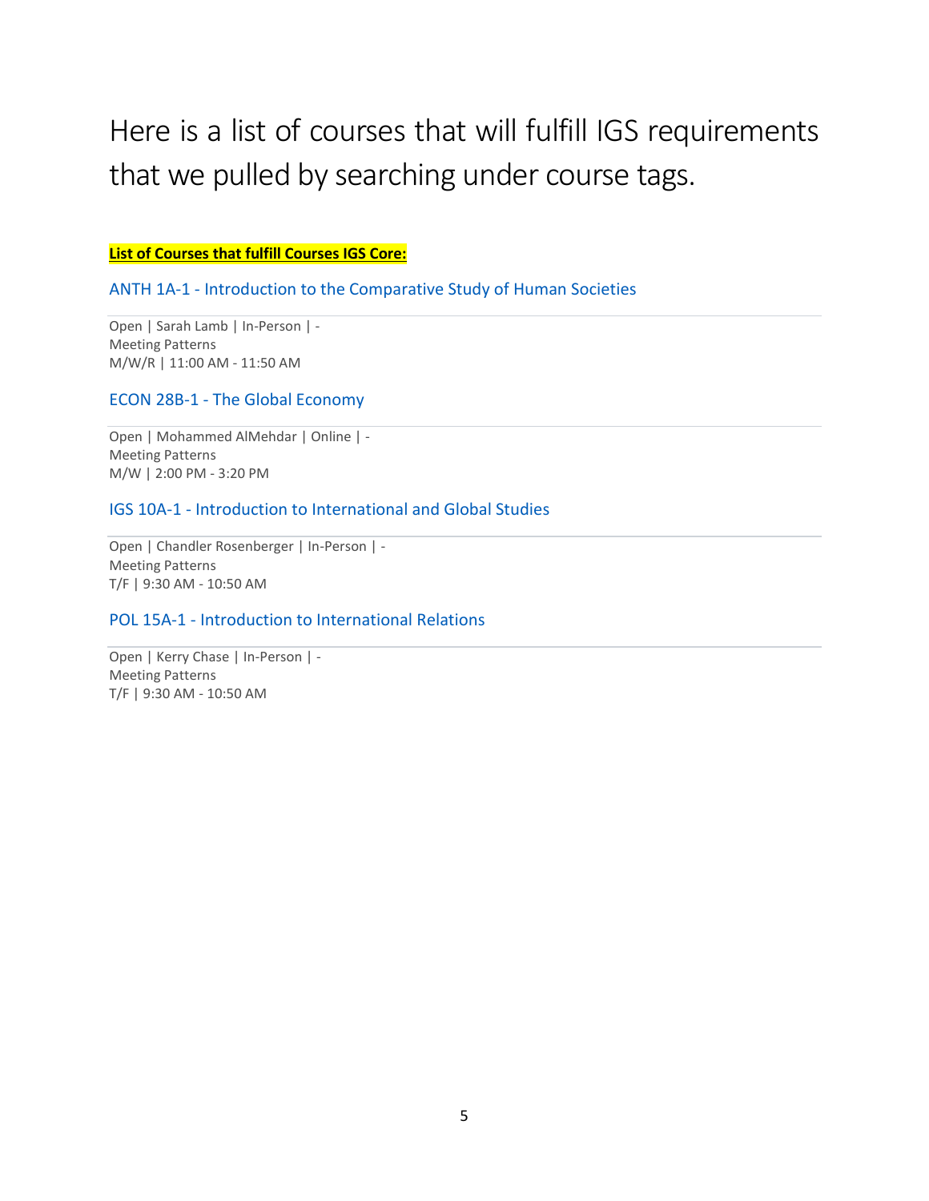# Here is a list of courses that will fulfill IGS requirements that we pulled by searching under course tags.

**List of Courses that fulfill Courses IGS Core:**

### ANTH 1A-1 - Introduction to the Comparative Study of Human Societies

Open | Sarah Lamb | In-Person | -
Meeting Patterns
M/W/R | 11:00 AM - 11:50 AM

### ECON 28B-1 - The Global Economy

Open | Mohammed AlMehdar | Online | -
Meeting Patterns
M/W | 2:00 PM - 3:20 PM

### IGS 10A-1 - Introduction to International and Global Studies

Open | Chandler Rosenberger | In-Person | -
Meeting Patterns
T/F | 9:30 AM - 10:50 AM

### POL 15A-1 - Introduction to International Relations

Open | Kerry Chase | In-Person | -
Meeting Patterns
T/F | 9:30 AM - 10:50 AM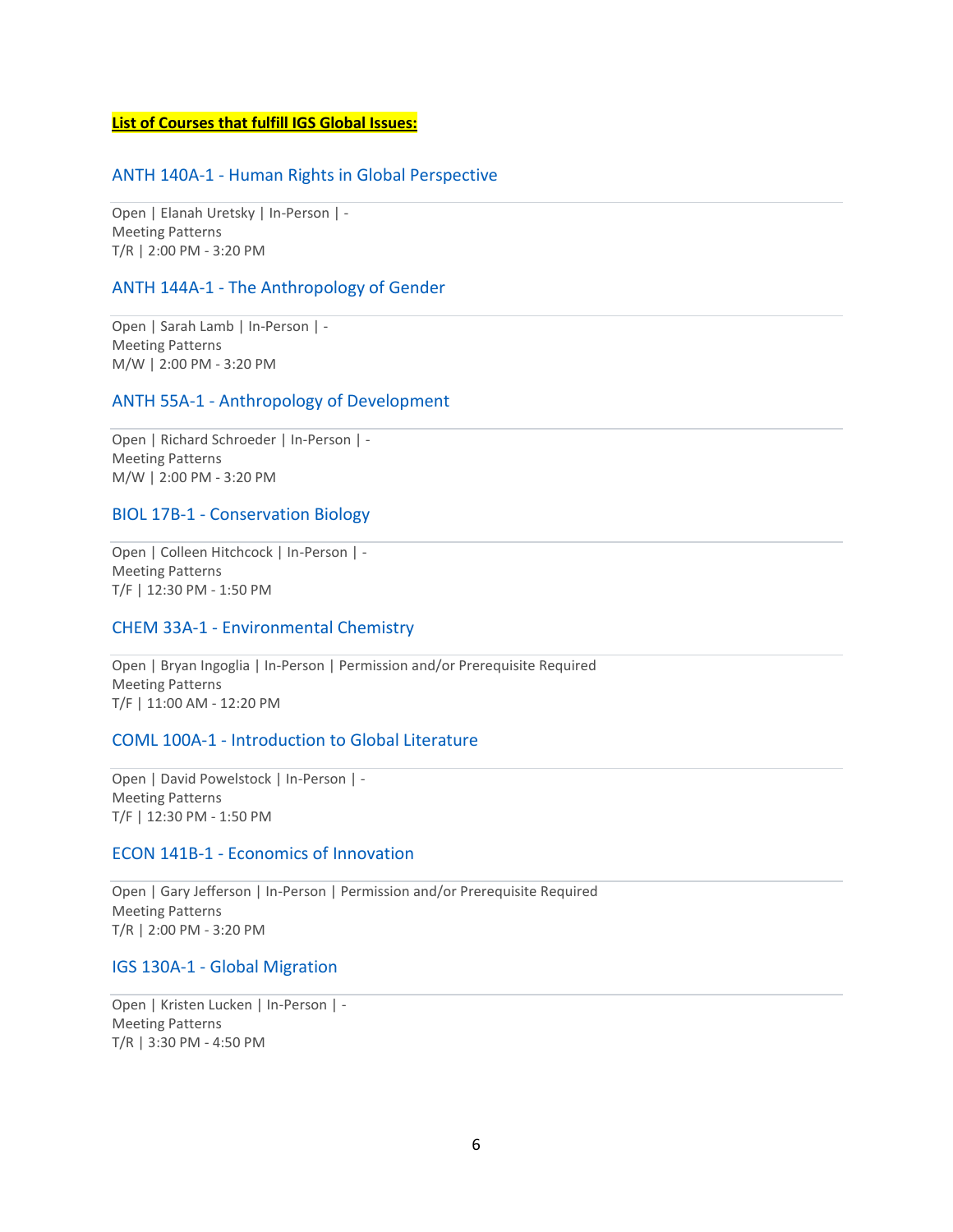**List of Courses that fulfill IGS Global Issues:**

### ANTH 140A-1 - Human Rights in Global Perspective

Open | Elanah Uretsky | In-Person | -
Meeting Patterns
T/R | 2:00 PM - 3:20 PM

### ANTH 144A-1 - The Anthropology of Gender

Open | Sarah Lamb | In-Person | -
Meeting Patterns
M/W | 2:00 PM - 3:20 PM

### ANTH 55A-1 - Anthropology of Development

Open | Richard Schroeder | In-Person | -
Meeting Patterns
M/W | 2:00 PM - 3:20 PM

### BIOL 17B-1 - Conservation Biology

Open | Colleen Hitchcock | In-Person | -
Meeting Patterns
T/F | 12:30 PM - 1:50 PM

### CHEM 33A-1 - Environmental Chemistry

Open | Bryan Ingoglia | In-Person | Permission and/or Prerequisite Required
Meeting Patterns
T/F | 11:00 AM - 12:20 PM

### COML 100A-1 - Introduction to Global Literature

Open | David Powelstock | In-Person | -
Meeting Patterns
T/F | 12:30 PM - 1:50 PM

### ECON 141B-1 - Economics of Innovation

Open | Gary Jefferson | In-Person | Permission and/or Prerequisite Required
Meeting Patterns
T/R | 2:00 PM - 3:20 PM

### IGS 130A-1 - Global Migration

Open | Kristen Lucken | In-Person | -
Meeting Patterns
T/R | 3:30 PM - 4:50 PM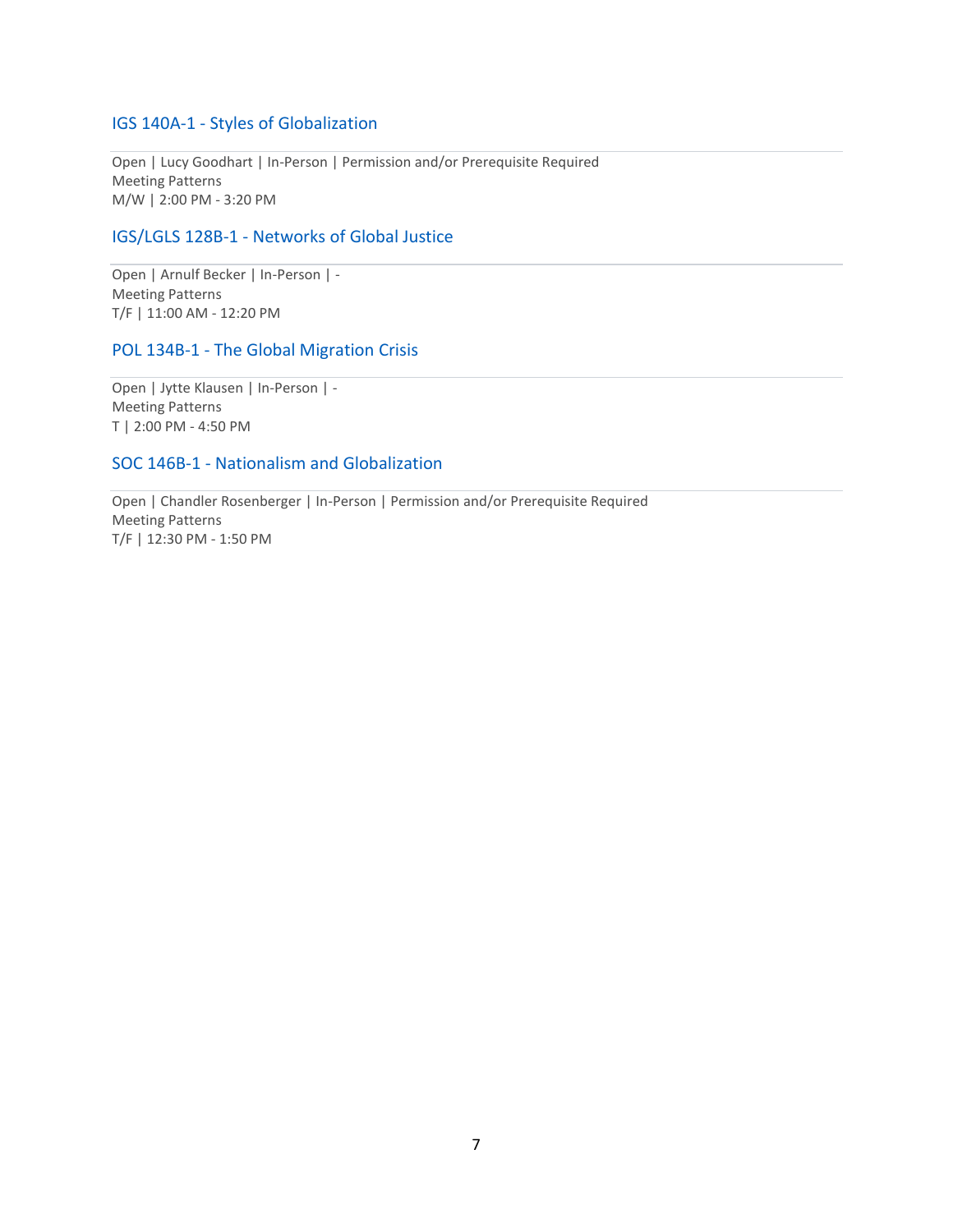### IGS 140A-1 - Styles of Globalization

Open | Lucy Goodhart | In-Person | Permission and/or Prerequisite Required
Meeting Patterns
M/W | 2:00 PM - 3:20 PM

### IGS/LGLS 128B-1 - Networks of Global Justice

Open | Arnulf Becker | In-Person | -
Meeting Patterns
T/F | 11:00 AM - 12:20 PM

### POL 134B-1 - The Global Migration Crisis

Open | Jytte Klausen | In-Person | -
Meeting Patterns
T | 2:00 PM - 4:50 PM

### SOC 146B-1 - Nationalism and Globalization

Open | Chandler Rosenberger | In-Person | Permission and/or Prerequisite Required
Meeting Patterns
T/F | 12:30 PM - 1:50 PM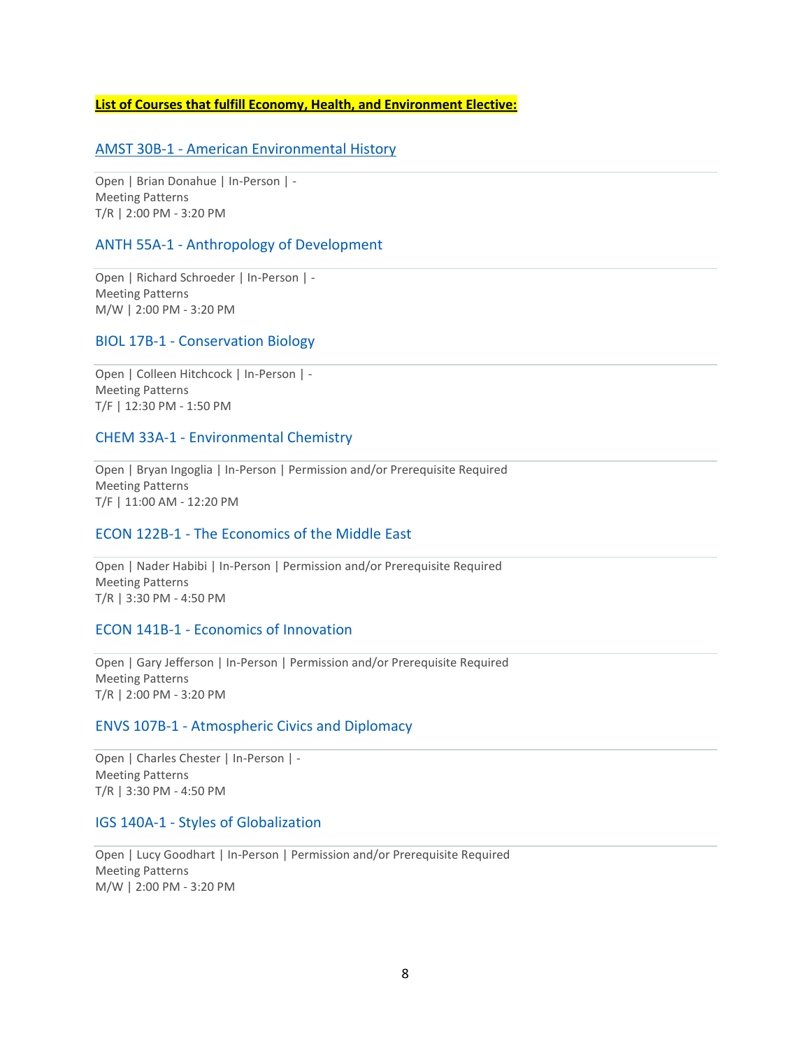**List of Courses that fulfill Economy, Health, and Environment Elective:**

### AMST 30B-1 - American Environmental History

Open | Brian Donahue | In-Person | -
Meeting Patterns
T/R | 2:00 PM - 3:20 PM

### ANTH 55A-1 - Anthropology of Development

Open | Richard Schroeder | In-Person | -
Meeting Patterns
M/W | 2:00 PM - 3:20 PM

### BIOL 17B-1 - Conservation Biology

Open | Colleen Hitchcock | In-Person | -
Meeting Patterns
T/F | 12:30 PM - 1:50 PM

### CHEM 33A-1 - Environmental Chemistry

Open | Bryan Ingoglia | In-Person | Permission and/or Prerequisite Required
Meeting Patterns
T/F | 11:00 AM - 12:20 PM

### ECON 122B-1 - The Economics of the Middle East

Open | Nader Habibi | In-Person | Permission and/or Prerequisite Required
Meeting Patterns
T/R | 3:30 PM - 4:50 PM

### ECON 141B-1 - Economics of Innovation

Open | Gary Jefferson | In-Person | Permission and/or Prerequisite Required
Meeting Patterns
T/R | 2:00 PM - 3:20 PM

### ENVS 107B-1 - Atmospheric Civics and Diplomacy

Open | Charles Chester | In-Person | -
Meeting Patterns
T/R | 3:30 PM - 4:50 PM

### IGS 140A-1 - Styles of Globalization

Open | Lucy Goodhart | In-Person | Permission and/or Prerequisite Required
Meeting Patterns
M/W | 2:00 PM - 3:20 PM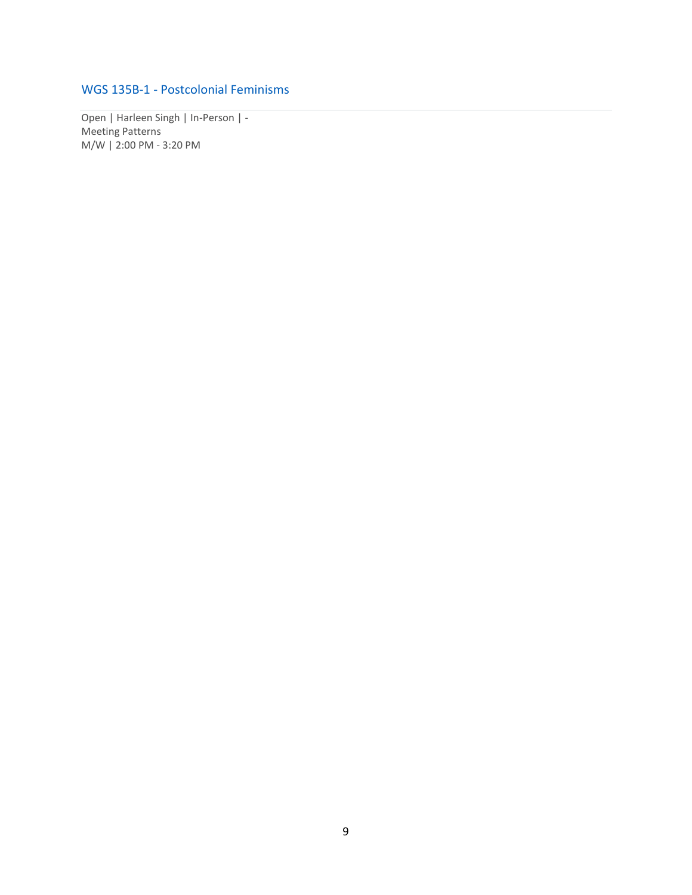### WGS 135B-1 - Postcolonial Feminisms

Open | Harleen Singh | In-Person | -
Meeting Patterns
M/W | 2:00 PM - 3:20 PM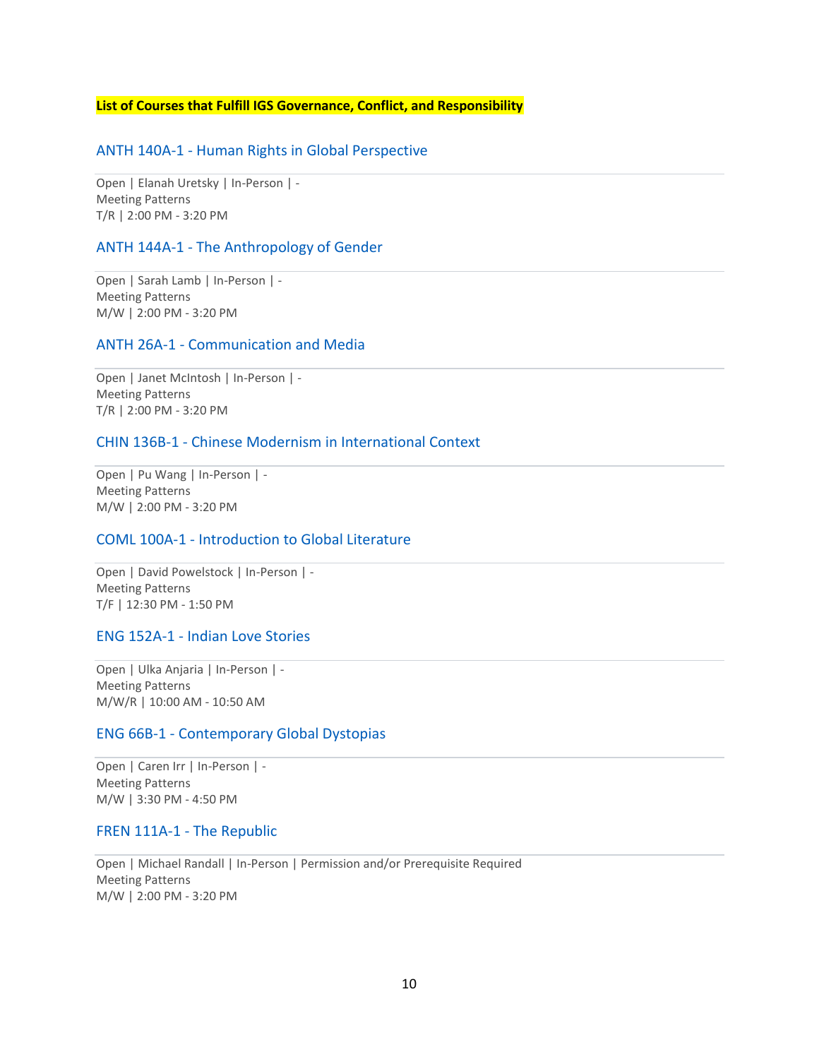**List of Courses that Fulfill IGS Governance, Conflict, and Responsibility**

### ANTH 140A-1 - Human Rights in Global Perspective

Open | Elanah Uretsky | In-Person | -
Meeting Patterns
T/R | 2:00 PM - 3:20 PM

### ANTH 144A-1 - The Anthropology of Gender

Open | Sarah Lamb | In-Person | -
Meeting Patterns
M/W | 2:00 PM - 3:20 PM

### ANTH 26A-1 - Communication and Media

Open | Janet McIntosh | In-Person | -
Meeting Patterns
T/R | 2:00 PM - 3:20 PM

### CHIN 136B-1 - Chinese Modernism in International Context

Open | Pu Wang | In-Person | -
Meeting Patterns
M/W | 2:00 PM - 3:20 PM

### COML 100A-1 - Introduction to Global Literature

Open | David Powelstock | In-Person | -
Meeting Patterns
T/F | 12:30 PM - 1:50 PM

### ENG 152A-1 - Indian Love Stories

Open | Ulka Anjaria | In-Person | -
Meeting Patterns
M/W/R | 10:00 AM - 10:50 AM

### ENG 66B-1 - Contemporary Global Dystopias

Open | Caren Irr | In-Person | -
Meeting Patterns
M/W | 3:30 PM - 4:50 PM

### FREN 111A-1 - The Republic

Open | Michael Randall | In-Person | Permission and/or Prerequisite Required
Meeting Patterns
M/W | 2:00 PM - 3:20 PM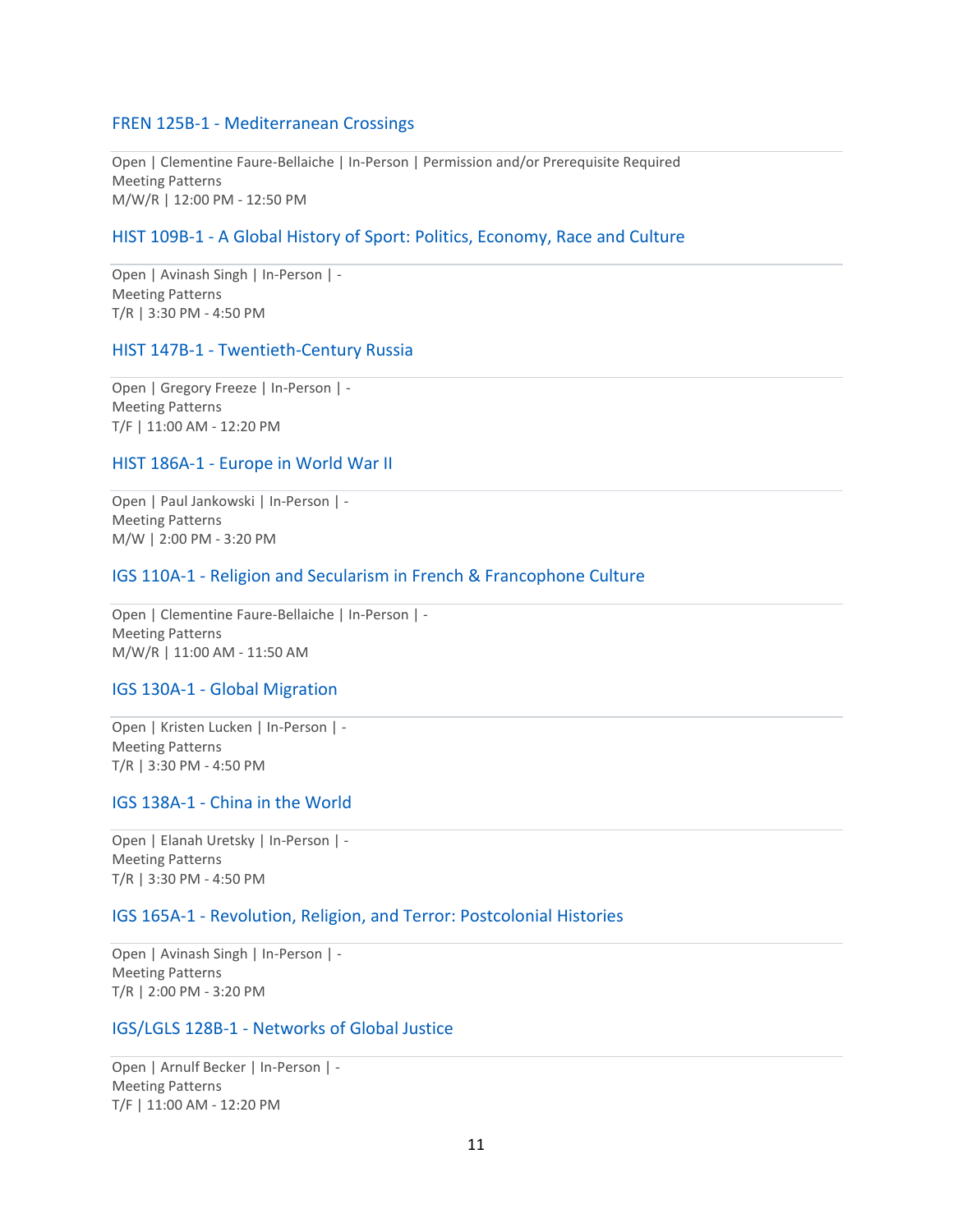### FREN 125B-1 - Mediterranean Crossings

Open | Clementine Faure-Bellaiche | In-Person | Permission and/or Prerequisite Required
Meeting Patterns
M/W/R | 12:00 PM - 12:50 PM

### HIST 109B-1 - A Global History of Sport: Politics, Economy, Race and Culture

Open | Avinash Singh | In-Person | -
Meeting Patterns
T/R | 3:30 PM - 4:50 PM

### HIST 147B-1 - Twentieth-Century Russia

Open | Gregory Freeze | In-Person | -
Meeting Patterns
T/F | 11:00 AM - 12:20 PM

### HIST 186A-1 - Europe in World War II

Open | Paul Jankowski | In-Person | -
Meeting Patterns
M/W | 2:00 PM - 3:20 PM

### IGS 110A-1 - Religion and Secularism in French & Francophone Culture

Open | Clementine Faure-Bellaiche | In-Person | -
Meeting Patterns
M/W/R | 11:00 AM - 11:50 AM

### IGS 130A-1 - Global Migration

Open | Kristen Lucken | In-Person | -
Meeting Patterns
T/R | 3:30 PM - 4:50 PM

### IGS 138A-1 - China in the World

Open | Elanah Uretsky | In-Person | -
Meeting Patterns
T/R | 3:30 PM - 4:50 PM

### IGS 165A-1 - Revolution, Religion, and Terror: Postcolonial Histories

Open | Avinash Singh | In-Person | -
Meeting Patterns
T/R | 2:00 PM - 3:20 PM

### IGS/LGLS 128B-1 - Networks of Global Justice

Open | Arnulf Becker | In-Person | -
Meeting Patterns
T/F | 11:00 AM - 12:20 PM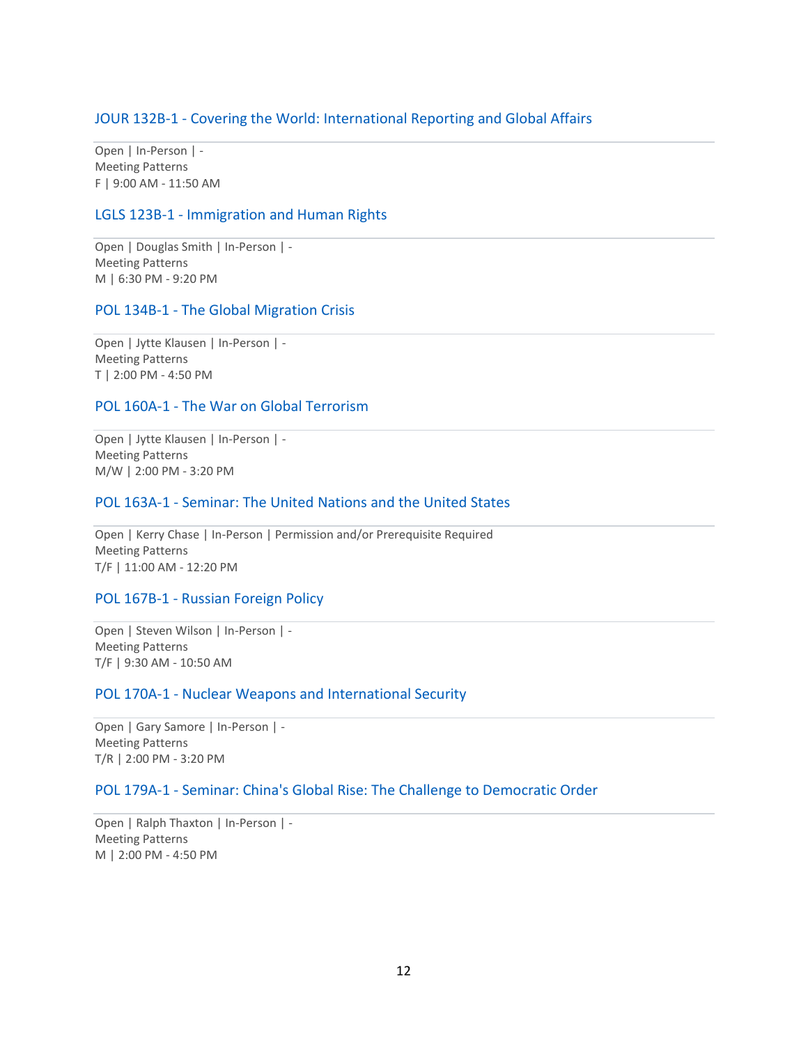### JOUR 132B-1 - Covering the World: International Reporting and Global Affairs

Open | In-Person | -
Meeting Patterns
F | 9:00 AM - 11:50 AM

### LGLS 123B-1 - Immigration and Human Rights

Open | Douglas Smith | In-Person | -
Meeting Patterns
M | 6:30 PM - 9:20 PM

### POL 134B-1 - The Global Migration Crisis

Open | Jytte Klausen | In-Person | -
Meeting Patterns
T | 2:00 PM - 4:50 PM

### POL 160A-1 - The War on Global Terrorism

Open | Jytte Klausen | In-Person | -
Meeting Patterns
M/W | 2:00 PM - 3:20 PM

### POL 163A-1 - Seminar: The United Nations and the United States

Open | Kerry Chase | In-Person | Permission and/or Prerequisite Required
Meeting Patterns
T/F | 11:00 AM - 12:20 PM

### POL 167B-1 - Russian Foreign Policy

Open | Steven Wilson | In-Person | -
Meeting Patterns
T/F | 9:30 AM - 10:50 AM

### POL 170A-1 - Nuclear Weapons and International Security

Open | Gary Samore | In-Person | -
Meeting Patterns
T/R | 2:00 PM - 3:20 PM

### POL 179A-1 - Seminar: China's Global Rise: The Challenge to Democratic Order

Open | Ralph Thaxton | In-Person | -
Meeting Patterns
M | 2:00 PM - 4:50 PM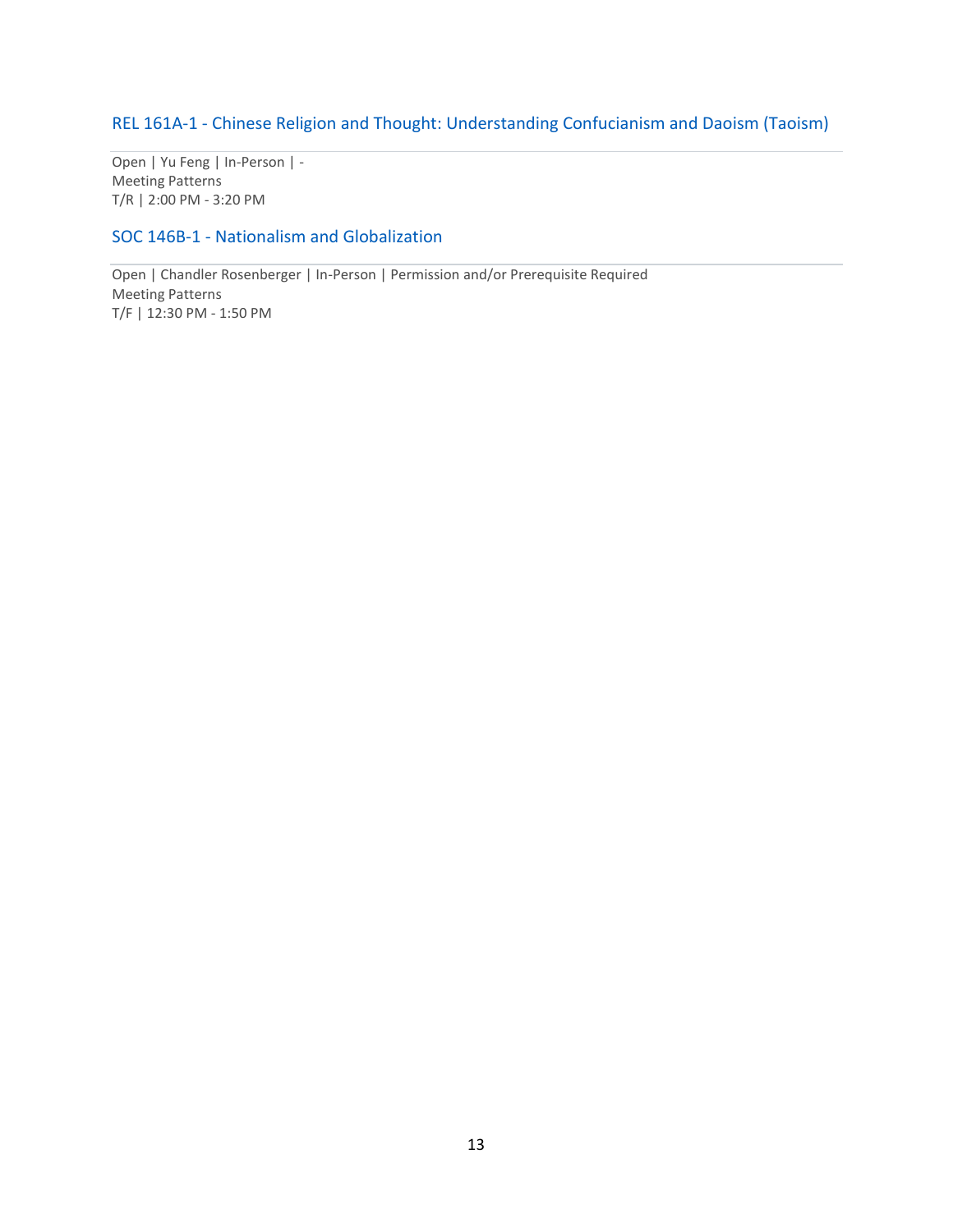### REL 161A-1 - Chinese Religion and Thought: Understanding Confucianism and Daoism (Taoism)

Open | Yu Feng | In-Person | -
Meeting Patterns
T/R | 2:00 PM - 3:20 PM

### SOC 146B-1 - Nationalism and Globalization

Open | Chandler Rosenberger | In-Person | Permission and/or Prerequisite Required
Meeting Patterns
T/F | 12:30 PM - 1:50 PM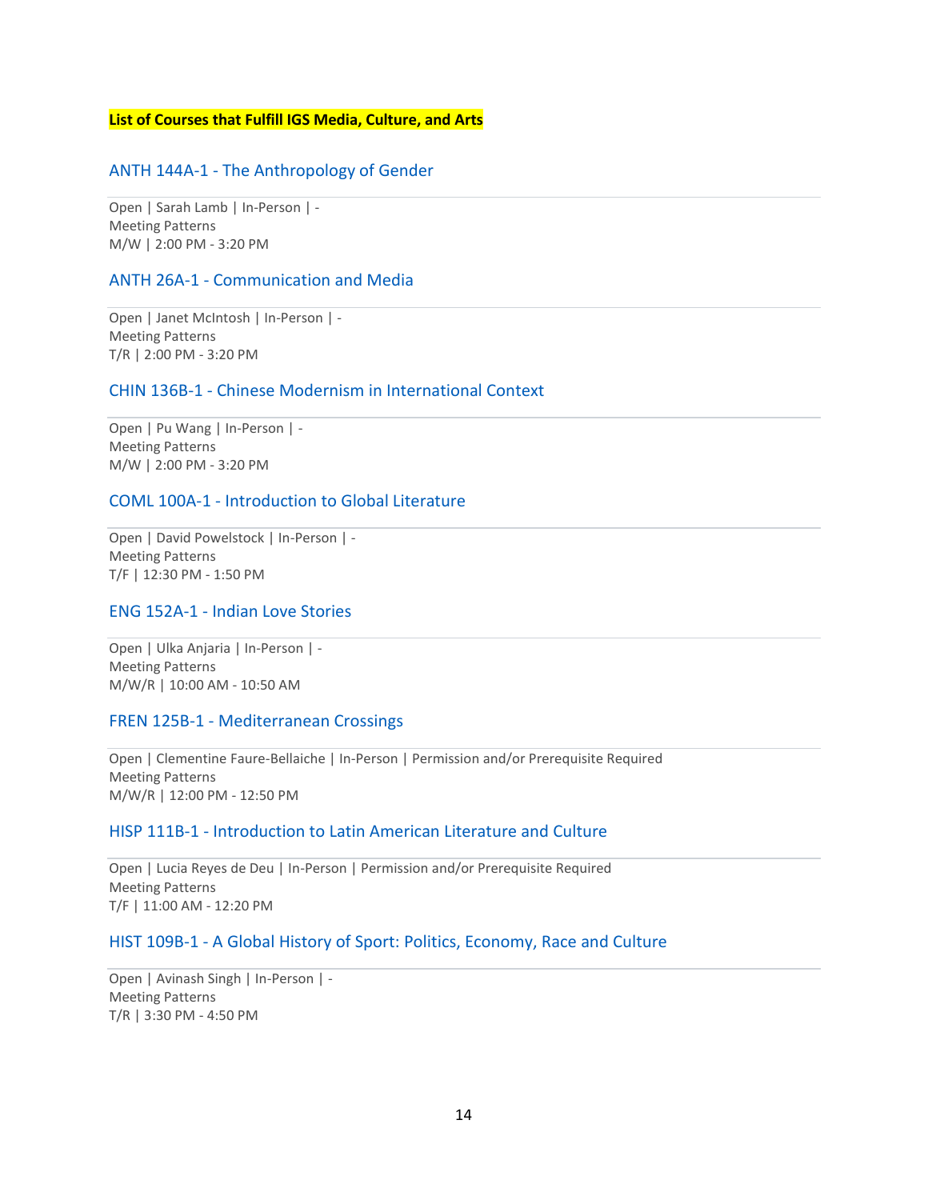**List of Courses that Fulfill IGS Media, Culture, and Arts**

### ANTH 144A-1 - The Anthropology of Gender

Open | Sarah Lamb | In-Person | -
Meeting Patterns
M/W | 2:00 PM - 3:20 PM

### ANTH 26A-1 - Communication and Media

Open | Janet McIntosh | In-Person | -
Meeting Patterns
T/R | 2:00 PM - 3:20 PM

### CHIN 136B-1 - Chinese Modernism in International Context

Open | Pu Wang | In-Person | -
Meeting Patterns
M/W | 2:00 PM - 3:20 PM

### COML 100A-1 - Introduction to Global Literature

Open | David Powelstock | In-Person | -
Meeting Patterns
T/F | 12:30 PM - 1:50 PM

### ENG 152A-1 - Indian Love Stories

Open | Ulka Anjaria | In-Person | -
Meeting Patterns
M/W/R | 10:00 AM - 10:50 AM

### FREN 125B-1 - Mediterranean Crossings

Open | Clementine Faure-Bellaiche | In-Person | Permission and/or Prerequisite Required
Meeting Patterns
M/W/R | 12:00 PM - 12:50 PM

### HISP 111B-1 - Introduction to Latin American Literature and Culture

Open | Lucia Reyes de Deu | In-Person | Permission and/or Prerequisite Required
Meeting Patterns
T/F | 11:00 AM - 12:20 PM

### HIST 109B-1 - A Global History of Sport: Politics, Economy, Race and Culture

Open | Avinash Singh | In-Person | -
Meeting Patterns
T/R | 3:30 PM - 4:50 PM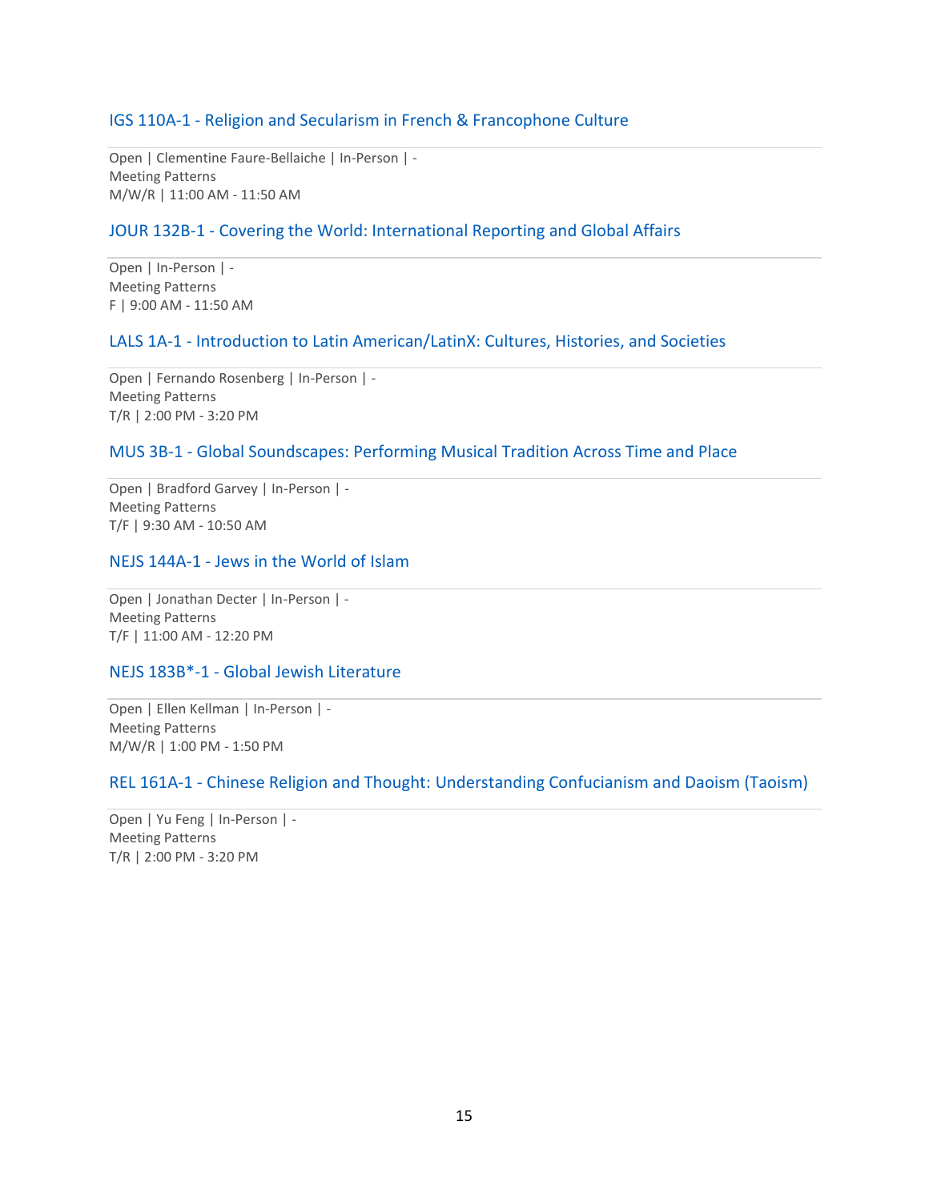### IGS 110A-1 - Religion and Secularism in French & Francophone Culture

Open | Clementine Faure-Bellaiche | In-Person | -
Meeting Patterns
M/W/R | 11:00 AM - 11:50 AM

### JOUR 132B-1 - Covering the World: International Reporting and Global Affairs

Open | In-Person | -
Meeting Patterns
F | 9:00 AM - 11:50 AM

### LALS 1A-1 - Introduction to Latin American/LatinX: Cultures, Histories, and Societies

Open | Fernando Rosenberg | In-Person | -
Meeting Patterns
T/R | 2:00 PM - 3:20 PM

### MUS 3B-1 - Global Soundscapes: Performing Musical Tradition Across Time and Place

Open | Bradford Garvey | In-Person | -
Meeting Patterns
T/F | 9:30 AM - 10:50 AM

### NEJS 144A-1 - Jews in the World of Islam

Open | Jonathan Decter | In-Person | -
Meeting Patterns
T/F | 11:00 AM - 12:20 PM

### NEJS 183B*-1 - Global Jewish Literature

Open | Ellen Kellman | In-Person | -
Meeting Patterns
M/W/R | 1:00 PM - 1:50 PM

### REL 161A-1 - Chinese Religion and Thought: Understanding Confucianism and Daoism (Taoism)

Open | Yu Feng | In-Person | -
Meeting Patterns
T/R | 2:00 PM - 3:20 PM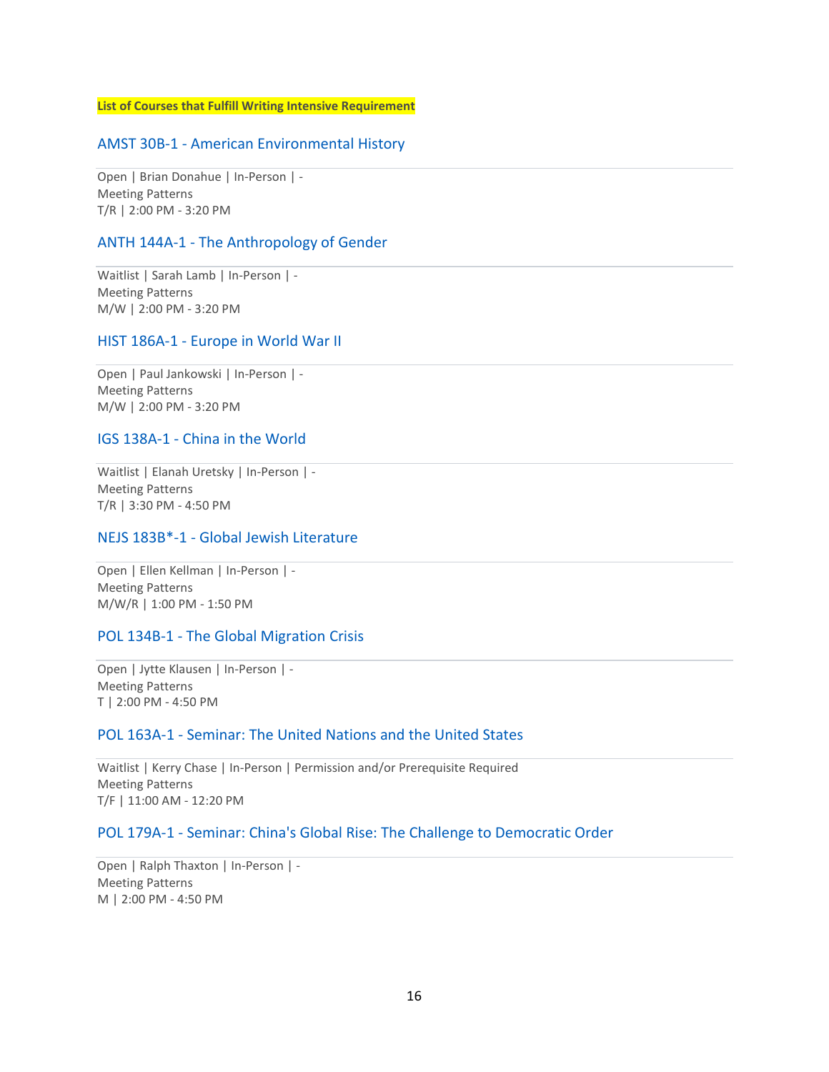**List of Courses that Fulfill Writing Intensive Requirement**

### AMST 30B-1 - American Environmental History

Open | Brian Donahue | In-Person | -
Meeting Patterns
T/R | 2:00 PM - 3:20 PM

### ANTH 144A-1 - The Anthropology of Gender

Waitlist | Sarah Lamb | In-Person | -
Meeting Patterns
M/W | 2:00 PM - 3:20 PM

### HIST 186A-1 - Europe in World War II

Open | Paul Jankowski | In-Person | -
Meeting Patterns
M/W | 2:00 PM - 3:20 PM

### IGS 138A-1 - China in the World

Waitlist | Elanah Uretsky | In-Person | -
Meeting Patterns
T/R | 3:30 PM - 4:50 PM

### NEJS 183B*-1 - Global Jewish Literature

Open | Ellen Kellman | In-Person | -
Meeting Patterns
M/W/R | 1:00 PM - 1:50 PM

### POL 134B-1 - The Global Migration Crisis

Open | Jytte Klausen | In-Person | -
Meeting Patterns
T | 2:00 PM - 4:50 PM

### POL 163A-1 - Seminar: The United Nations and the United States

Waitlist | Kerry Chase | In-Person | Permission and/or Prerequisite Required
Meeting Patterns
T/F | 11:00 AM - 12:20 PM

### POL 179A-1 - Seminar: China's Global Rise: The Challenge to Democratic Order

Open | Ralph Thaxton | In-Person | -
Meeting Patterns
M | 2:00 PM - 4:50 PM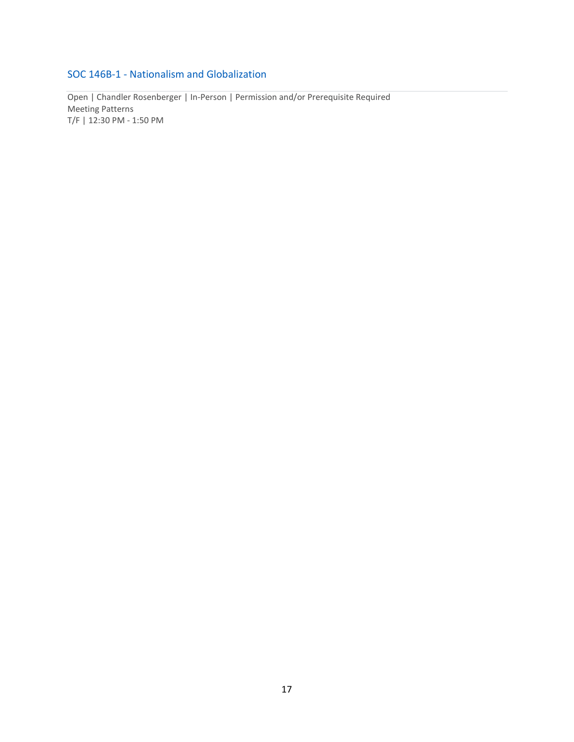### SOC 146B-1 - Nationalism and Globalization

Open | Chandler Rosenberger | In-Person | Permission and/or Prerequisite Required
Meeting Patterns
T/F | 12:30 PM - 1:50 PM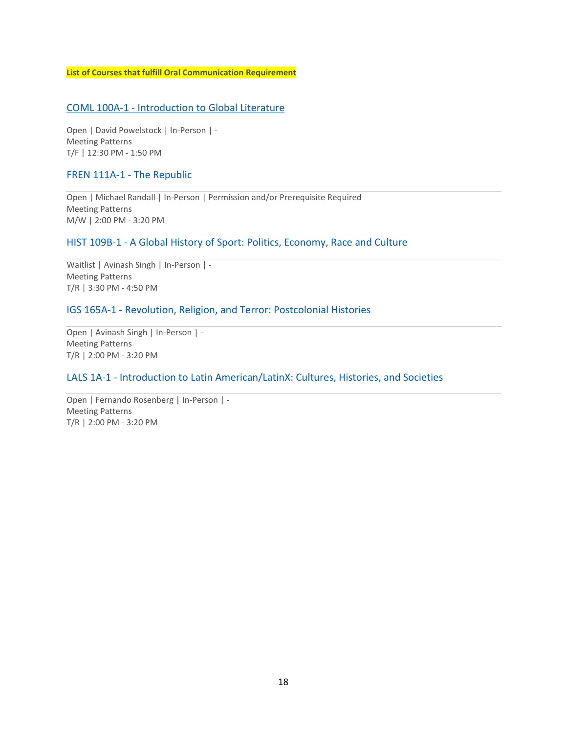**List of Courses that fulfill Oral Communication Requirement**

### COML 100A-1 - Introduction to Global Literature

Open | David Powelstock | In-Person | -
Meeting Patterns
T/F | 12:30 PM - 1:50 PM

### FREN 111A-1 - The Republic

Open | Michael Randall | In-Person | Permission and/or Prerequisite Required
Meeting Patterns
M/W | 2:00 PM - 3:20 PM

### HIST 109B-1 - A Global History of Sport: Politics, Economy, Race and Culture

Waitlist | Avinash Singh | In-Person | -
Meeting Patterns
T/R | 3:30 PM - 4:50 PM

### IGS 165A-1 - Revolution, Religion, and Terror: Postcolonial Histories

Open | Avinash Singh | In-Person | -
Meeting Patterns
T/R | 2:00 PM - 3:20 PM

### LALS 1A-1 - Introduction to Latin American/LatinX: Cultures, Histories, and Societies

Open | Fernando Rosenberg | In-Person | -
Meeting Patterns
T/R | 2:00 PM - 3:20 PM